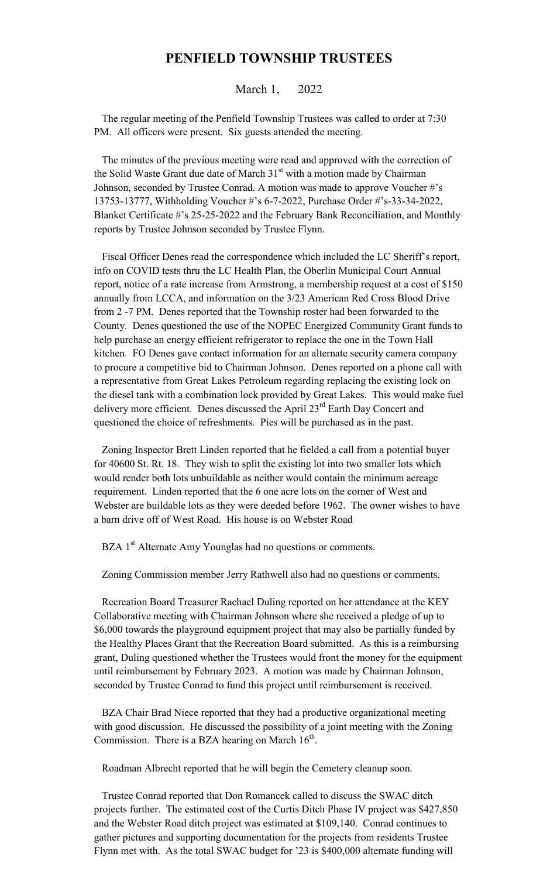# PENFIELD TOWNSHIP TRUSTEES

March 1, 2022

The regular meeting of the Penfield Township Trustees was called to order at 7:30 PM. All officers were present. Six guests attended the meeting.

The minutes of the previous meeting were read and approved with the correction of the Solid Waste Grant due date of March 31st with a motion made by Chairman Johnson, seconded by Trustee Conrad. A motion was made to approve Voucher #'s 13753-13777, Withholding Voucher #'s 6-7-2022, Purchase Order #'s-33-34-2022, Blanket Certificate #'s 25-25-2022 and the February Bank Reconciliation, and Monthly reports by Trustee Johnson seconded by Trustee Flynn.

Fiscal Officer Denes read the correspondence which included the LC Sheriff's report, info on COVID tests thru the LC Health Plan, the Oberlin Municipal Court Annual report, notice of a rate increase from Armstrong, a membership request at a cost of $150 annually from LCCA, and information on the 3/23 American Red Cross Blood Drive from 2 -7 PM. Denes reported that the Township roster had been forwarded to the County. Denes questioned the use of the NOPEC Energized Community Grant funds to help purchase an energy efficient refrigerator to replace the one in the Town Hall kitchen. FO Denes gave contact information for an alternate security camera company to procure a competitive bid to Chairman Johnson. Denes reported on a phone call with a representative from Great Lakes Petroleum regarding replacing the existing lock on the diesel tank with a combination lock provided by Great Lakes. This would make fuel delivery more efficient. Denes discussed the April 23rd Earth Day Concert and questioned the choice of refreshments. Pies will be purchased as in the past.

Zoning Inspector Brett Linden reported that he fielded a call from a potential buyer for 40600 St. Rt. 18. They wish to split the existing lot into two smaller lots which would render both lots unbuildable as neither would contain the minimum acreage requirement. Linden reported that the 6 one acre lots on the corner of West and Webster are buildable lots as they were deeded before 1962. The owner wishes to have a barn drive off of West Road. His house is on Webster Road

BZA 1st Alternate Amy Younglas had no questions or comments.

Zoning Commission member Jerry Rathwell also had no questions or comments.

Recreation Board Treasurer Rachael Duling reported on her attendance at the KEY Collaborative meeting with Chairman Johnson where she received a pledge of up to $6,000 towards the playground equipment project that may also be partially funded by the Healthy Places Grant that the Recreation Board submitted. As this is a reimbursing grant, Duling questioned whether the Trustees would front the money for the equipment until reimbursement by February 2023. A motion was made by Chairman Johnson, seconded by Trustee Conrad to fund this project until reimbursement is received.

BZA Chair Brad Niece reported that they had a productive organizational meeting with good discussion. He discussed the possibility of a joint meeting with the Zoning Commission. There is a BZA hearing on March 16th.

Roadman Albrecht reported that he will begin the Cemetery cleanup soon.

Trustee Conrad reported that Don Romancek called to discuss the SWAC ditch projects further. The estimated cost of the Curtis Ditch Phase IV project was $427,850 and the Webster Road ditch project was estimated at $109,140. Conrad continues to gather pictures and supporting documentation for the projects from residents Trustee Flynn met with. As the total SWAC budget for '23 is $400,000 alternate funding will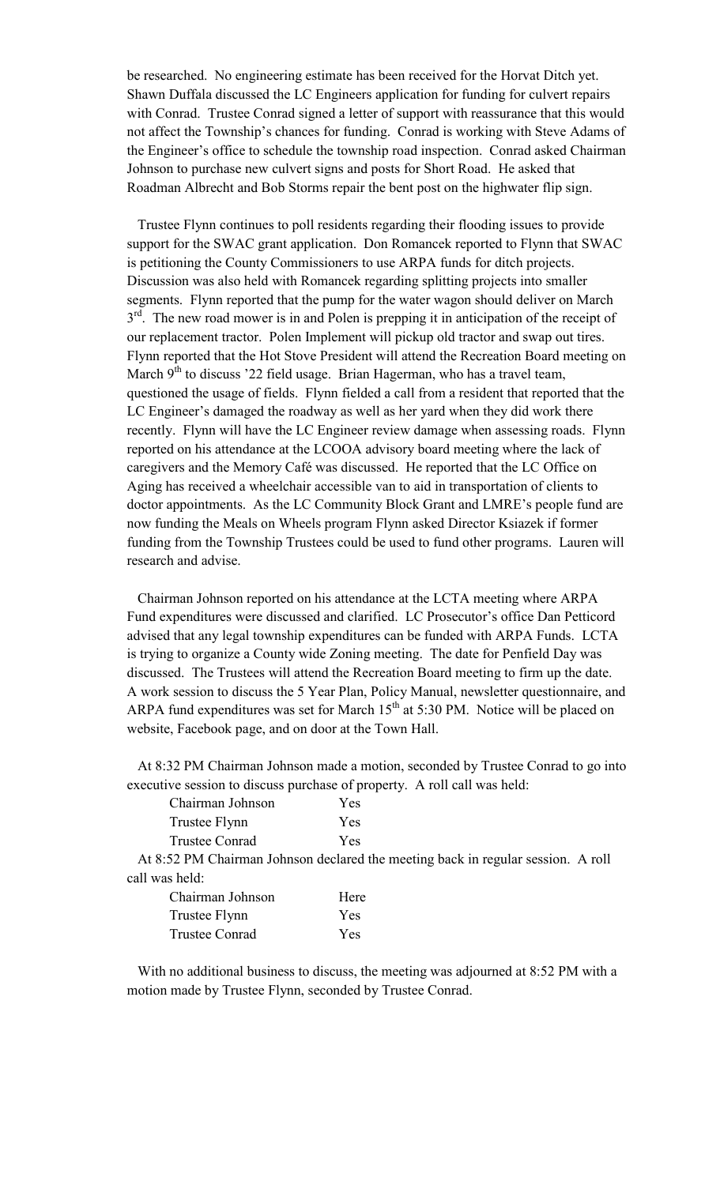be researched. No engineering estimate has been received for the Horvat Ditch yet. Shawn Duffala discussed the LC Engineers application for funding for culvert repairs with Conrad. Trustee Conrad signed a letter of support with reassurance that this would not affect the Township's chances for funding. Conrad is working with Steve Adams of the Engineer's office to schedule the township road inspection. Conrad asked Chairman Johnson to purchase new culvert signs and posts for Short Road. He asked that Roadman Albrecht and Bob Storms repair the bent post on the highwater flip sign.

Trustee Flynn continues to poll residents regarding their flooding issues to provide support for the SWAC grant application. Don Romancek reported to Flynn that SWAC is petitioning the County Commissioners to use ARPA funds for ditch projects. Discussion was also held with Romancek regarding splitting projects into smaller segments. Flynn reported that the pump for the water wagon should deliver on March 3rd. The new road mower is in and Polen is prepping it in anticipation of the receipt of our replacement tractor. Polen Implement will pickup old tractor and swap out tires. Flynn reported that the Hot Stove President will attend the Recreation Board meeting on March 9th to discuss '22 field usage. Brian Hagerman, who has a travel team, questioned the usage of fields. Flynn fielded a call from a resident that reported that the LC Engineer's damaged the roadway as well as her yard when they did work there recently. Flynn will have the LC Engineer review damage when assessing roads. Flynn reported on his attendance at the LCOOA advisory board meeting where the lack of caregivers and the Memory Café was discussed. He reported that the LC Office on Aging has received a wheelchair accessible van to aid in transportation of clients to doctor appointments. As the LC Community Block Grant and LMRE's people fund are now funding the Meals on Wheels program Flynn asked Director Ksiazek if former funding from the Township Trustees could be used to fund other programs. Lauren will research and advise.

Chairman Johnson reported on his attendance at the LCTA meeting where ARPA Fund expenditures were discussed and clarified. LC Prosecutor's office Dan Petticord advised that any legal township expenditures can be funded with ARPA Funds. LCTA is trying to organize a County wide Zoning meeting. The date for Penfield Day was discussed. The Trustees will attend the Recreation Board meeting to firm up the date. A work session to discuss the 5 Year Plan, Policy Manual, newsletter questionnaire, and ARPA fund expenditures was set for March 15th at 5:30 PM. Notice will be placed on website, Facebook page, and on door at the Town Hall.

At 8:32 PM Chairman Johnson made a motion, seconded by Trustee Conrad to go into executive session to discuss purchase of property. A roll call was held:

| | |
|---|---|
| Chairman Johnson | Yes |
| Trustee Flynn | Yes |
| Trustee Conrad | Yes |

At 8:52 PM Chairman Johnson declared the meeting back in regular session. A roll call was held:

| | |
|---|---|
| Chairman Johnson | Here |
| Trustee Flynn | Yes |
| Trustee Conrad | Yes |

With no additional business to discuss, the meeting was adjourned at 8:52 PM with a motion made by Trustee Flynn, seconded by Trustee Conrad.